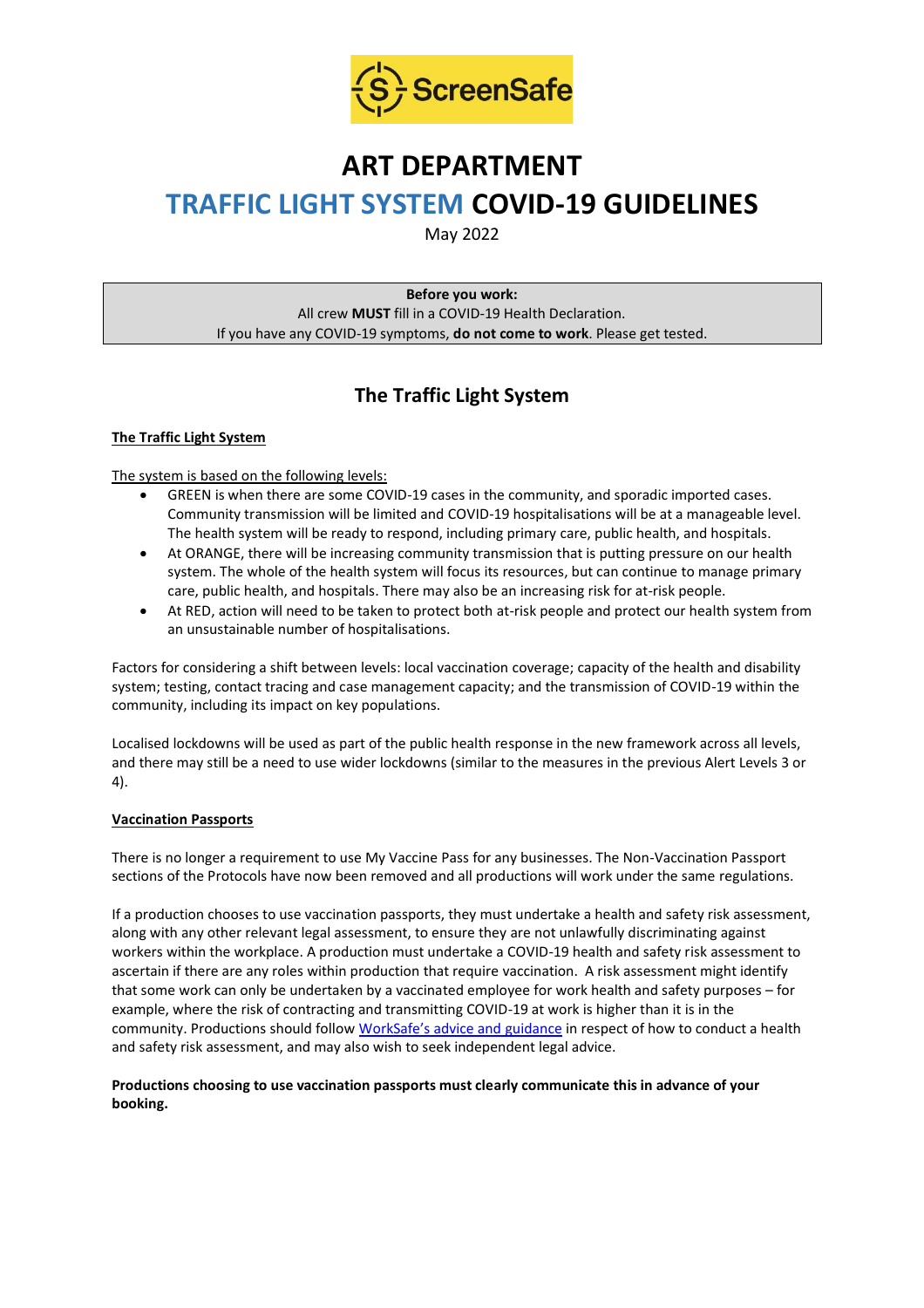ScreenSafe

# ART DEPARTMENT

# TRAFFIC LIGHT SYSTEM COVID-19 GUIDELINES

May 2022

**Before you work:**
All crew **MUST** fill in a COVID-19 Health Declaration.
If you have any COVID-19 symptoms, **do not come to work**. Please get tested.

## The Traffic Light System

### The Traffic Light System

The system is based on the following levels:

- GREEN is when there are some COVID-19 cases in the community, and sporadic imported cases. Community transmission will be limited and COVID-19 hospitalisations will be at a manageable level. The health system will be ready to respond, including primary care, public health, and hospitals.
- At ORANGE, there will be increasing community transmission that is putting pressure on our health system. The whole of the health system will focus its resources, but can continue to manage primary care, public health, and hospitals. There may also be an increasing risk for at-risk people.
- At RED, action will need to be taken to protect both at-risk people and protect our health system from an unsustainable number of hospitalisations.

Factors for considering a shift between levels: local vaccination coverage; capacity of the health and disability system; testing, contact tracing and case management capacity; and the transmission of COVID-19 within the community, including its impact on key populations.

Localised lockdowns will be used as part of the public health response in the new framework across all levels, and there may still be a need to use wider lockdowns (similar to the measures in the previous Alert Levels 3 or 4).

### Vaccination Passports

There is no longer a requirement to use My Vaccine Pass for any businesses. The Non-Vaccination Passport sections of the Protocols have now been removed and all productions will work under the same regulations.

If a production chooses to use vaccination passports, they must undertake a health and safety risk assessment, along with any other relevant legal assessment, to ensure they are not unlawfully discriminating against workers within the workplace. A production must undertake a COVID-19 health and safety risk assessment to ascertain if there are any roles within production that require vaccination. A risk assessment might identify that some work can only be undertaken by a vaccinated employee for work health and safety purposes – for example, where the risk of contracting and transmitting COVID-19 at work is higher than it is in the community. Productions should follow WorkSafe's advice and guidance in respect of how to conduct a health and safety risk assessment, and may also wish to seek independent legal advice.

**Productions choosing to use vaccination passports must clearly communicate this in advance of your booking.**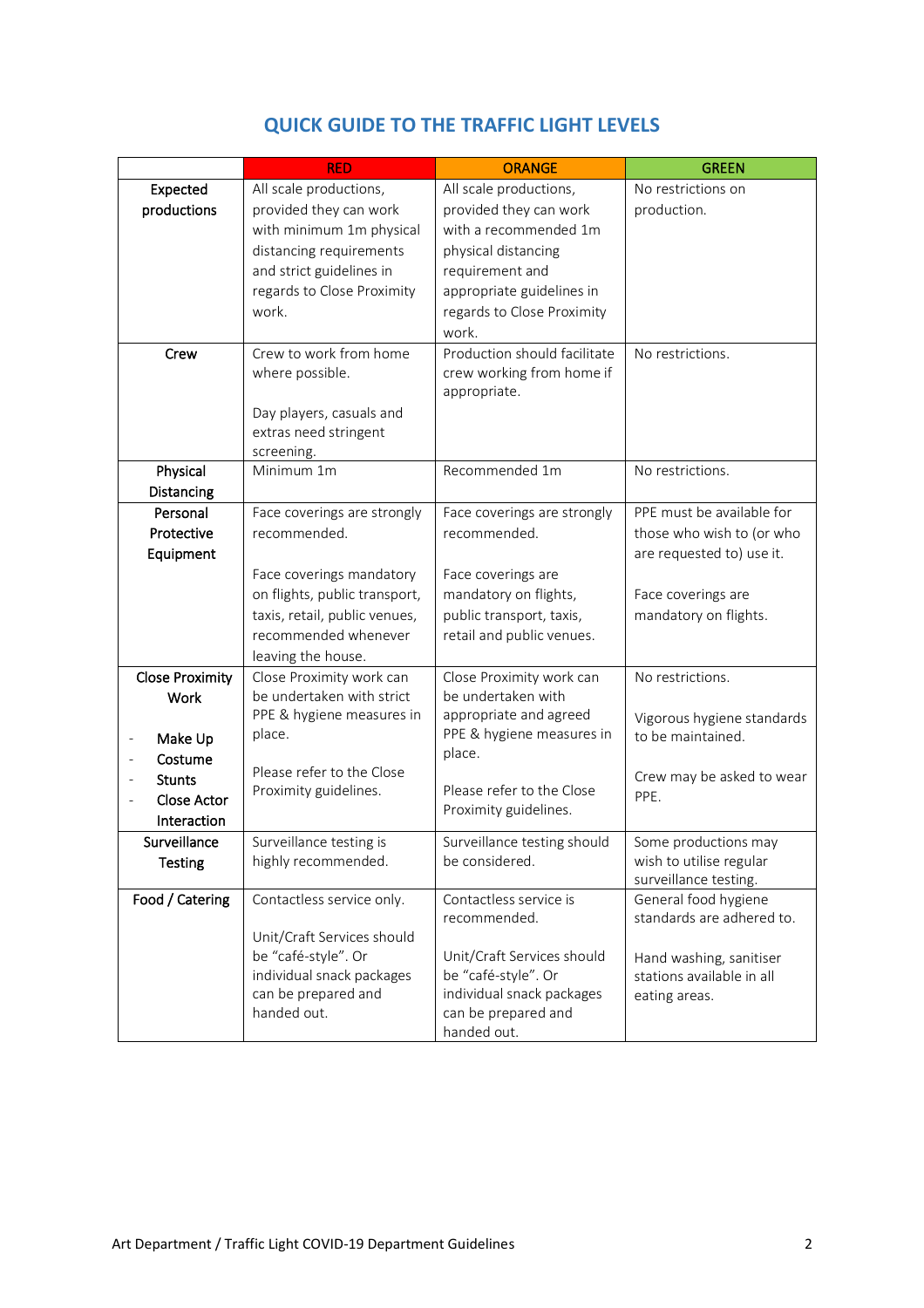## QUICK GUIDE TO THE TRAFFIC LIGHT LEVELS

| | RED | ORANGE | GREEN |
|---|---|---|---|
| **Expected productions** | All scale productions, provided they can work with minimum 1m physical distancing requirements and strict guidelines in regards to Close Proximity work. | All scale productions, provided they can work with a recommended 1m physical distancing requirement and appropriate guidelines in regards to Close Proximity work. | No restrictions on production. |
| **Crew** | Crew to work from home where possible.<br><br>Day players, casuals and extras need stringent screening. | Production should facilitate crew working from home if appropriate. | No restrictions. |
| **Physical Distancing** | Minimum 1m | Recommended 1m | No restrictions. |
| **Personal Protective Equipment** | Face coverings are strongly recommended.<br><br>Face coverings mandatory on flights, public transport, taxis, retail, public venues, recommended whenever leaving the house. | Face coverings are strongly recommended.<br><br>Face coverings are mandatory on flights, public transport, taxis, retail and public venues. | PPE must be available for those who wish to (or who are requested to) use it.<br><br>Face coverings are mandatory on flights. |
| **Close Proximity Work**<br><br>- **Make Up**<br>- **Costume**<br>- **Stunts**<br>- **Close Actor Interaction** | Close Proximity work can be undertaken with strict PPE & hygiene measures in place.<br><br>Please refer to the Close Proximity guidelines. | Close Proximity work can be undertaken with appropriate and agreed PPE & hygiene measures in place.<br><br>Please refer to the Close Proximity guidelines. | No restrictions.<br><br>Vigorous hygiene standards to be maintained.<br><br>Crew may be asked to wear PPE. |
| **Surveillance Testing** | Surveillance testing is highly recommended. | Surveillance testing should be considered. | Some productions may wish to utilise regular surveillance testing. |
| **Food / Catering** | Contactless service only.<br><br>Unit/Craft Services should be "café-style". Or individual snack packages can be prepared and handed out. | Contactless service is recommended.<br><br>Unit/Craft Services should be "café-style". Or individual snack packages can be prepared and handed out. | General food hygiene standards are adhered to.<br><br>Hand washing, sanitiser stations available in all eating areas. |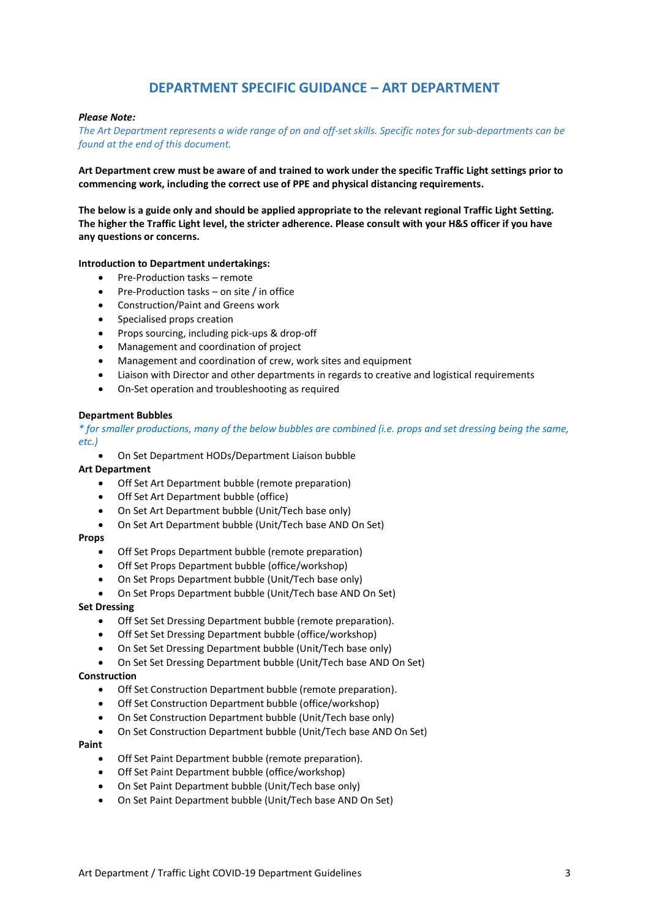## DEPARTMENT SPECIFIC GUIDANCE – ART DEPARTMENT

***Please Note:***

*The Art Department represents a wide range of on and off-set skills. Specific notes for sub-departments can be found at the end of this document.*

**Art Department crew must be aware of and trained to work under the specific Traffic Light settings prior to commencing work, including the correct use of PPE and physical distancing requirements.**

**The below is a guide only and should be applied appropriate to the relevant regional Traffic Light Setting. The higher the Traffic Light level, the stricter adherence. Please consult with your H&S officer if you have any questions or concerns.**

**Introduction to Department undertakings:**

- Pre-Production tasks – remote
- Pre-Production tasks – on site / in office
- Construction/Paint and Greens work
- Specialised props creation
- Props sourcing, including pick-ups & drop-off
- Management and coordination of project
- Management and coordination of crew, work sites and equipment
- Liaison with Director and other departments in regards to creative and logistical requirements
- On-Set operation and troubleshooting as required

**Department Bubbles**

*\* for smaller productions, many of the below bubbles are combined (i.e. props and set dressing being the same, etc.)*

- On Set Department HODs/Department Liaison bubble

**Art Department**

- Off Set Art Department bubble (remote preparation)
- Off Set Art Department bubble (office)
- On Set Art Department bubble (Unit/Tech base only)
- On Set Art Department bubble (Unit/Tech base AND On Set)

**Props**

- Off Set Props Department bubble (remote preparation)
- Off Set Props Department bubble (office/workshop)
- On Set Props Department bubble (Unit/Tech base only)
- On Set Props Department bubble (Unit/Tech base AND On Set)

**Set Dressing**

- Off Set Set Dressing Department bubble (remote preparation).
- Off Set Set Dressing Department bubble (office/workshop)
- On Set Set Dressing Department bubble (Unit/Tech base only)
- On Set Set Dressing Department bubble (Unit/Tech base AND On Set)

**Construction**

- Off Set Construction Department bubble (remote preparation).
- Off Set Construction Department bubble (office/workshop)
- On Set Construction Department bubble (Unit/Tech base only)
- On Set Construction Department bubble (Unit/Tech base AND On Set)

**Paint**

- Off Set Paint Department bubble (remote preparation).
- Off Set Paint Department bubble (office/workshop)
- On Set Paint Department bubble (Unit/Tech base only)
- On Set Paint Department bubble (Unit/Tech base AND On Set)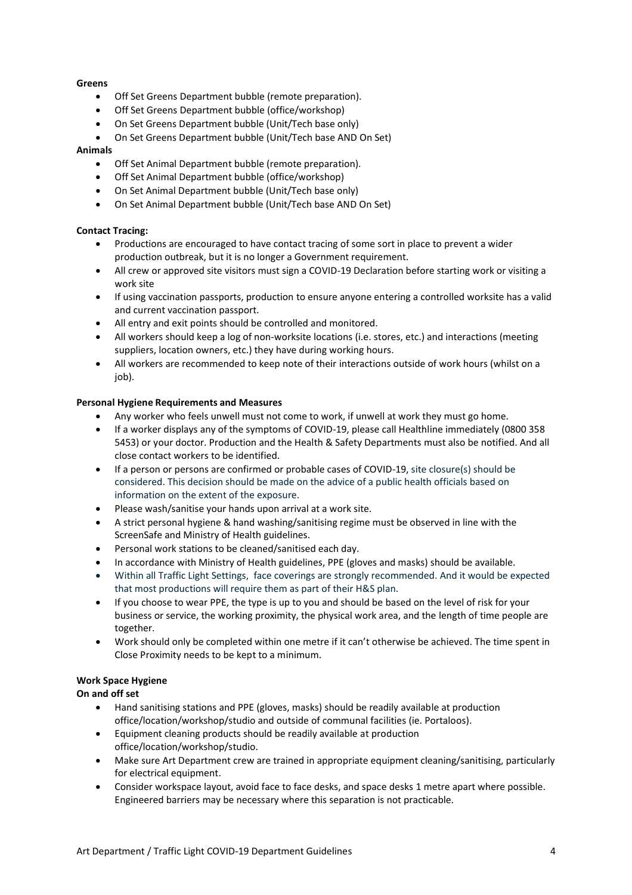**Greens**

- Off Set Greens Department bubble (remote preparation).
- Off Set Greens Department bubble (office/workshop)
- On Set Greens Department bubble (Unit/Tech base only)
- On Set Greens Department bubble (Unit/Tech base AND On Set)

**Animals**

- Off Set Animal Department bubble (remote preparation).
- Off Set Animal Department bubble (office/workshop)
- On Set Animal Department bubble (Unit/Tech base only)
- On Set Animal Department bubble (Unit/Tech base AND On Set)

**Contact Tracing:**

- Productions are encouraged to have contact tracing of some sort in place to prevent a wider production outbreak, but it is no longer a Government requirement.
- All crew or approved site visitors must sign a COVID-19 Declaration before starting work or visiting a work site
- If using vaccination passports, production to ensure anyone entering a controlled worksite has a valid and current vaccination passport.
- All entry and exit points should be controlled and monitored.
- All workers should keep a log of non-worksite locations (i.e. stores, etc.) and interactions (meeting suppliers, location owners, etc.) they have during working hours.
- All workers are recommended to keep note of their interactions outside of work hours (whilst on a job).

**Personal Hygiene Requirements and Measures**

- Any worker who feels unwell must not come to work, if unwell at work they must go home.
- If a worker displays any of the symptoms of COVID-19, please call Healthline immediately (0800 358 5453) or your doctor. Production and the Health & Safety Departments must also be notified. And all close contact workers to be identified.
- If a person or persons are confirmed or probable cases of COVID-19, site closure(s) should be considered. This decision should be made on the advice of a public health officials based on information on the extent of the exposure.
- Please wash/sanitise your hands upon arrival at a work site.
- A strict personal hygiene & hand washing/sanitising regime must be observed in line with the ScreenSafe and Ministry of Health guidelines.
- Personal work stations to be cleaned/sanitised each day.
- In accordance with Ministry of Health guidelines, PPE (gloves and masks) should be available.
- Within all Traffic Light Settings, face coverings are strongly recommended. And it would be expected that most productions will require them as part of their H&S plan.
- If you choose to wear PPE, the type is up to you and should be based on the level of risk for your business or service, the working proximity, the physical work area, and the length of time people are together.
- Work should only be completed within one metre if it can't otherwise be achieved. The time spent in Close Proximity needs to be kept to a minimum.

**Work Space Hygiene**

**On and off set**

- Hand sanitising stations and PPE (gloves, masks) should be readily available at production office/location/workshop/studio and outside of communal facilities (ie. Portaloos).
- Equipment cleaning products should be readily available at production office/location/workshop/studio.
- Make sure Art Department crew are trained in appropriate equipment cleaning/sanitising, particularly for electrical equipment.
- Consider workspace layout, avoid face to face desks, and space desks 1 metre apart where possible. Engineered barriers may be necessary where this separation is not practicable.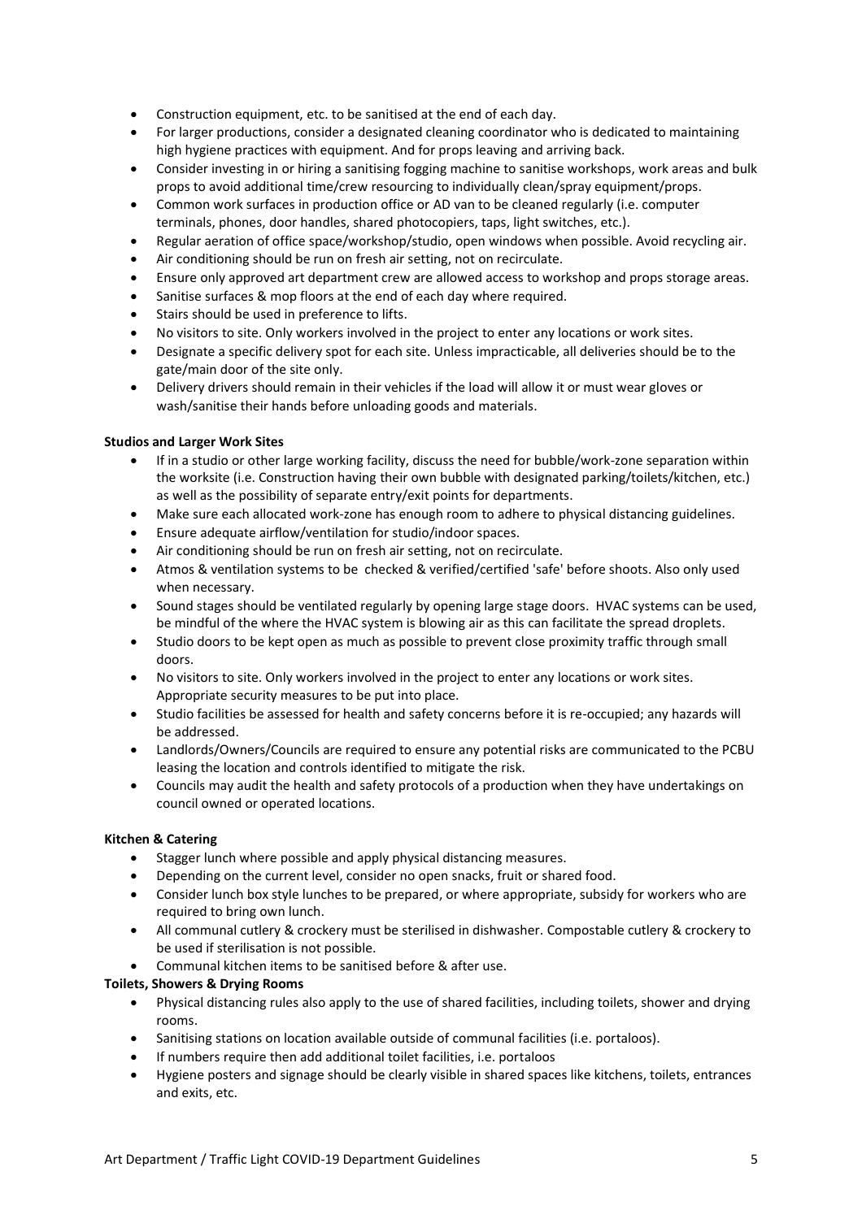- Construction equipment, etc. to be sanitised at the end of each day.
- For larger productions, consider a designated cleaning coordinator who is dedicated to maintaining high hygiene practices with equipment. And for props leaving and arriving back.
- Consider investing in or hiring a sanitising fogging machine to sanitise workshops, work areas and bulk props to avoid additional time/crew resourcing to individually clean/spray equipment/props.
- Common work surfaces in production office or AD van to be cleaned regularly (i.e. computer terminals, phones, door handles, shared photocopiers, taps, light switches, etc.).
- Regular aeration of office space/workshop/studio, open windows when possible. Avoid recycling air.
- Air conditioning should be run on fresh air setting, not on recirculate.
- Ensure only approved art department crew are allowed access to workshop and props storage areas.
- Sanitise surfaces & mop floors at the end of each day where required.
- Stairs should be used in preference to lifts.
- No visitors to site. Only workers involved in the project to enter any locations or work sites.
- Designate a specific delivery spot for each site. Unless impracticable, all deliveries should be to the gate/main door of the site only.
- Delivery drivers should remain in their vehicles if the load will allow it or must wear gloves or wash/sanitise their hands before unloading goods and materials.

**Studios and Larger Work Sites**

- If in a studio or other large working facility, discuss the need for bubble/work-zone separation within the worksite (i.e. Construction having their own bubble with designated parking/toilets/kitchen, etc.) as well as the possibility of separate entry/exit points for departments.
- Make sure each allocated work-zone has enough room to adhere to physical distancing guidelines.
- Ensure adequate airflow/ventilation for studio/indoor spaces.
- Air conditioning should be run on fresh air setting, not on recirculate.
- Atmos & ventilation systems to be checked & verified/certified 'safe' before shoots. Also only used when necessary.
- Sound stages should be ventilated regularly by opening large stage doors. HVAC systems can be used, be mindful of the where the HVAC system is blowing air as this can facilitate the spread droplets.
- Studio doors to be kept open as much as possible to prevent close proximity traffic through small doors.
- No visitors to site. Only workers involved in the project to enter any locations or work sites. Appropriate security measures to be put into place.
- Studio facilities be assessed for health and safety concerns before it is re-occupied; any hazards will be addressed.
- Landlords/Owners/Councils are required to ensure any potential risks are communicated to the PCBU leasing the location and controls identified to mitigate the risk.
- Councils may audit the health and safety protocols of a production when they have undertakings on council owned or operated locations.

**Kitchen & Catering**

- Stagger lunch where possible and apply physical distancing measures.
- Depending on the current level, consider no open snacks, fruit or shared food.
- Consider lunch box style lunches to be prepared, or where appropriate, subsidy for workers who are required to bring own lunch.
- All communal cutlery & crockery must be sterilised in dishwasher. Compostable cutlery & crockery to be used if sterilisation is not possible.
- Communal kitchen items to be sanitised before & after use.

**Toilets, Showers & Drying Rooms**

- Physical distancing rules also apply to the use of shared facilities, including toilets, shower and drying rooms.
- Sanitising stations on location available outside of communal facilities (i.e. portaloos).
- If numbers require then add additional toilet facilities, i.e. portaloos
- Hygiene posters and signage should be clearly visible in shared spaces like kitchens, toilets, entrances and exits, etc.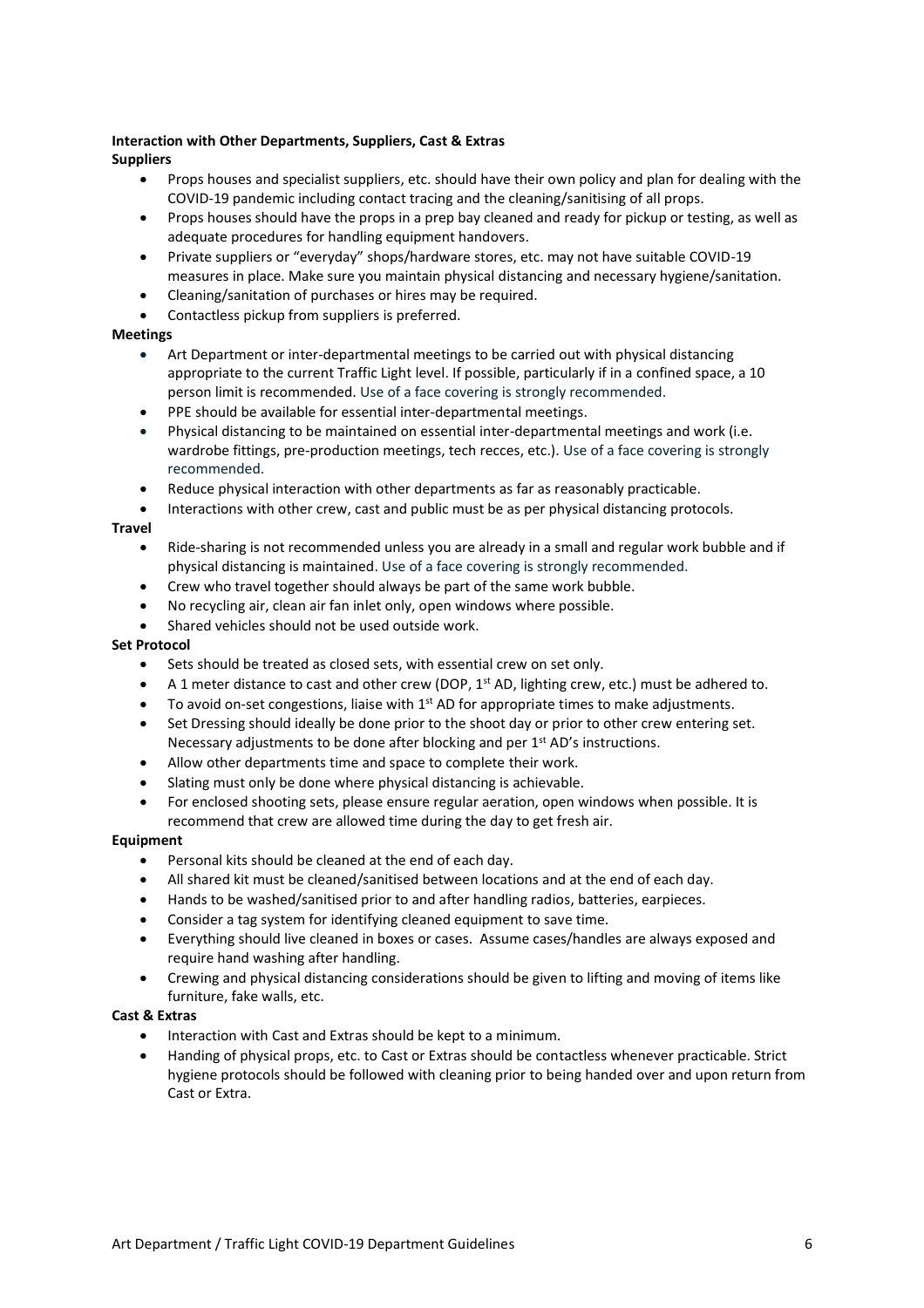**Interaction with Other Departments, Suppliers, Cast & Extras**

**Suppliers**

- Props houses and specialist suppliers, etc. should have their own policy and plan for dealing with the COVID-19 pandemic including contact tracing and the cleaning/sanitising of all props.
- Props houses should have the props in a prep bay cleaned and ready for pickup or testing, as well as adequate procedures for handling equipment handovers.
- Private suppliers or "everyday" shops/hardware stores, etc. may not have suitable COVID-19 measures in place. Make sure you maintain physical distancing and necessary hygiene/sanitation.
- Cleaning/sanitation of purchases or hires may be required.
- Contactless pickup from suppliers is preferred.

**Meetings**

- Art Department or inter-departmental meetings to be carried out with physical distancing appropriate to the current Traffic Light level. If possible, particularly if in a confined space, a 10 person limit is recommended. Use of a face covering is strongly recommended.
- PPE should be available for essential inter-departmental meetings.
- Physical distancing to be maintained on essential inter-departmental meetings and work (i.e. wardrobe fittings, pre-production meetings, tech recces, etc.). Use of a face covering is strongly recommended.
- Reduce physical interaction with other departments as far as reasonably practicable.
- Interactions with other crew, cast and public must be as per physical distancing protocols.

**Travel**

- Ride-sharing is not recommended unless you are already in a small and regular work bubble and if physical distancing is maintained. Use of a face covering is strongly recommended.
- Crew who travel together should always be part of the same work bubble.
- No recycling air, clean air fan inlet only, open windows where possible.
- Shared vehicles should not be used outside work.

**Set Protocol**

- Sets should be treated as closed sets, with essential crew on set only.
- A 1 meter distance to cast and other crew (DOP, 1st AD, lighting crew, etc.) must be adhered to.
- To avoid on-set congestions, liaise with 1st AD for appropriate times to make adjustments.
- Set Dressing should ideally be done prior to the shoot day or prior to other crew entering set. Necessary adjustments to be done after blocking and per 1st AD's instructions.
- Allow other departments time and space to complete their work.
- Slating must only be done where physical distancing is achievable.
- For enclosed shooting sets, please ensure regular aeration, open windows when possible. It is recommend that crew are allowed time during the day to get fresh air.

**Equipment**

- Personal kits should be cleaned at the end of each day.
- All shared kit must be cleaned/sanitised between locations and at the end of each day.
- Hands to be washed/sanitised prior to and after handling radios, batteries, earpieces.
- Consider a tag system for identifying cleaned equipment to save time.
- Everything should live cleaned in boxes or cases. Assume cases/handles are always exposed and require hand washing after handling.
- Crewing and physical distancing considerations should be given to lifting and moving of items like furniture, fake walls, etc.

**Cast & Extras**

- Interaction with Cast and Extras should be kept to a minimum.
- Handing of physical props, etc. to Cast or Extras should be contactless whenever practicable. Strict hygiene protocols should be followed with cleaning prior to being handed over and upon return from Cast or Extra.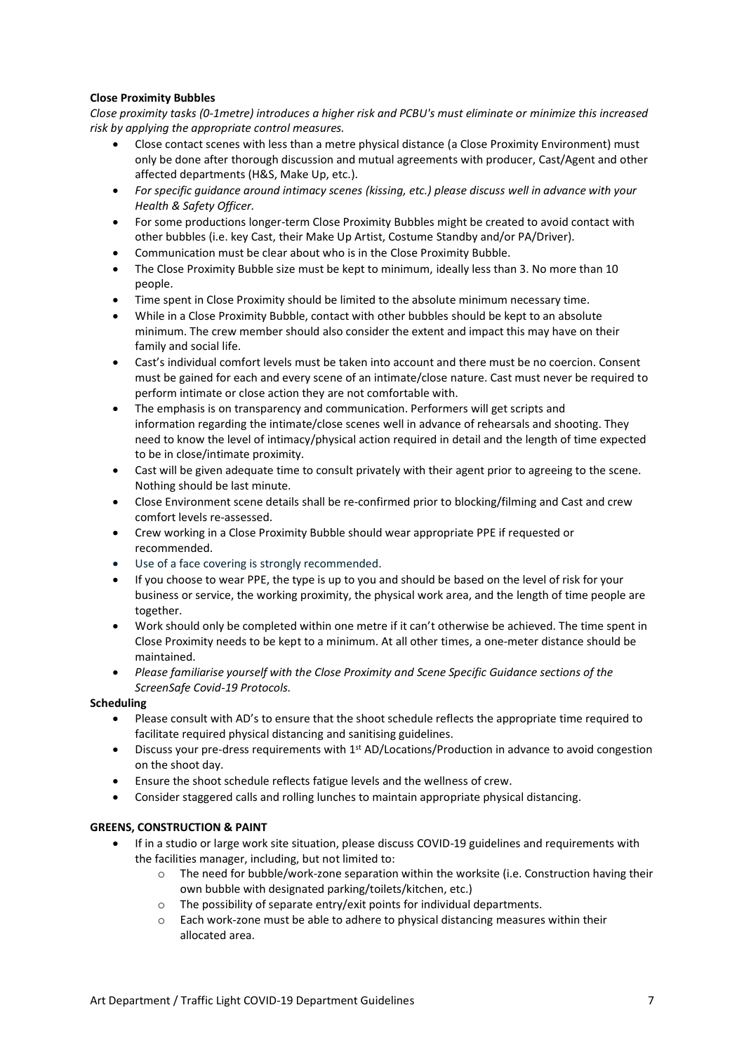**Close Proximity Bubbles**

*Close proximity tasks (0-1metre) introduces a higher risk and PCBU's must eliminate or minimize this increased risk by applying the appropriate control measures.*

- Close contact scenes with less than a metre physical distance (a Close Proximity Environment) must only be done after thorough discussion and mutual agreements with producer, Cast/Agent and other affected departments (H&S, Make Up, etc.).
- *For specific guidance around intimacy scenes (kissing, etc.) please discuss well in advance with your Health & Safety Officer.*
- For some productions longer-term Close Proximity Bubbles might be created to avoid contact with other bubbles (i.e. key Cast, their Make Up Artist, Costume Standby and/or PA/Driver).
- Communication must be clear about who is in the Close Proximity Bubble.
- The Close Proximity Bubble size must be kept to minimum, ideally less than 3. No more than 10 people.
- Time spent in Close Proximity should be limited to the absolute minimum necessary time.
- While in a Close Proximity Bubble, contact with other bubbles should be kept to an absolute minimum. The crew member should also consider the extent and impact this may have on their family and social life.
- Cast's individual comfort levels must be taken into account and there must be no coercion. Consent must be gained for each and every scene of an intimate/close nature. Cast must never be required to perform intimate or close action they are not comfortable with.
- The emphasis is on transparency and communication. Performers will get scripts and information regarding the intimate/close scenes well in advance of rehearsals and shooting. They need to know the level of intimacy/physical action required in detail and the length of time expected to be in close/intimate proximity.
- Cast will be given adequate time to consult privately with their agent prior to agreeing to the scene. Nothing should be last minute.
- Close Environment scene details shall be re-confirmed prior to blocking/filming and Cast and crew comfort levels re-assessed.
- Crew working in a Close Proximity Bubble should wear appropriate PPE if requested or recommended.
- Use of a face covering is strongly recommended.
- If you choose to wear PPE, the type is up to you and should be based on the level of risk for your business or service, the working proximity, the physical work area, and the length of time people are together.
- Work should only be completed within one metre if it can't otherwise be achieved. The time spent in Close Proximity needs to be kept to a minimum. At all other times, a one-meter distance should be maintained.
- *Please familiarise yourself with the Close Proximity and Scene Specific Guidance sections of the ScreenSafe Covid-19 Protocols.*

**Scheduling**

- Please consult with AD's to ensure that the shoot schedule reflects the appropriate time required to facilitate required physical distancing and sanitising guidelines.
- Discuss your pre-dress requirements with 1st AD/Locations/Production in advance to avoid congestion on the shoot day.
- Ensure the shoot schedule reflects fatigue levels and the wellness of crew.
- Consider staggered calls and rolling lunches to maintain appropriate physical distancing.

**GREENS, CONSTRUCTION & PAINT**

- If in a studio or large work site situation, please discuss COVID-19 guidelines and requirements with the facilities manager, including, but not limited to:
  - The need for bubble/work-zone separation within the worksite (i.e. Construction having their own bubble with designated parking/toilets/kitchen, etc.)
  - The possibility of separate entry/exit points for individual departments.
  - Each work-zone must be able to adhere to physical distancing measures within their allocated area.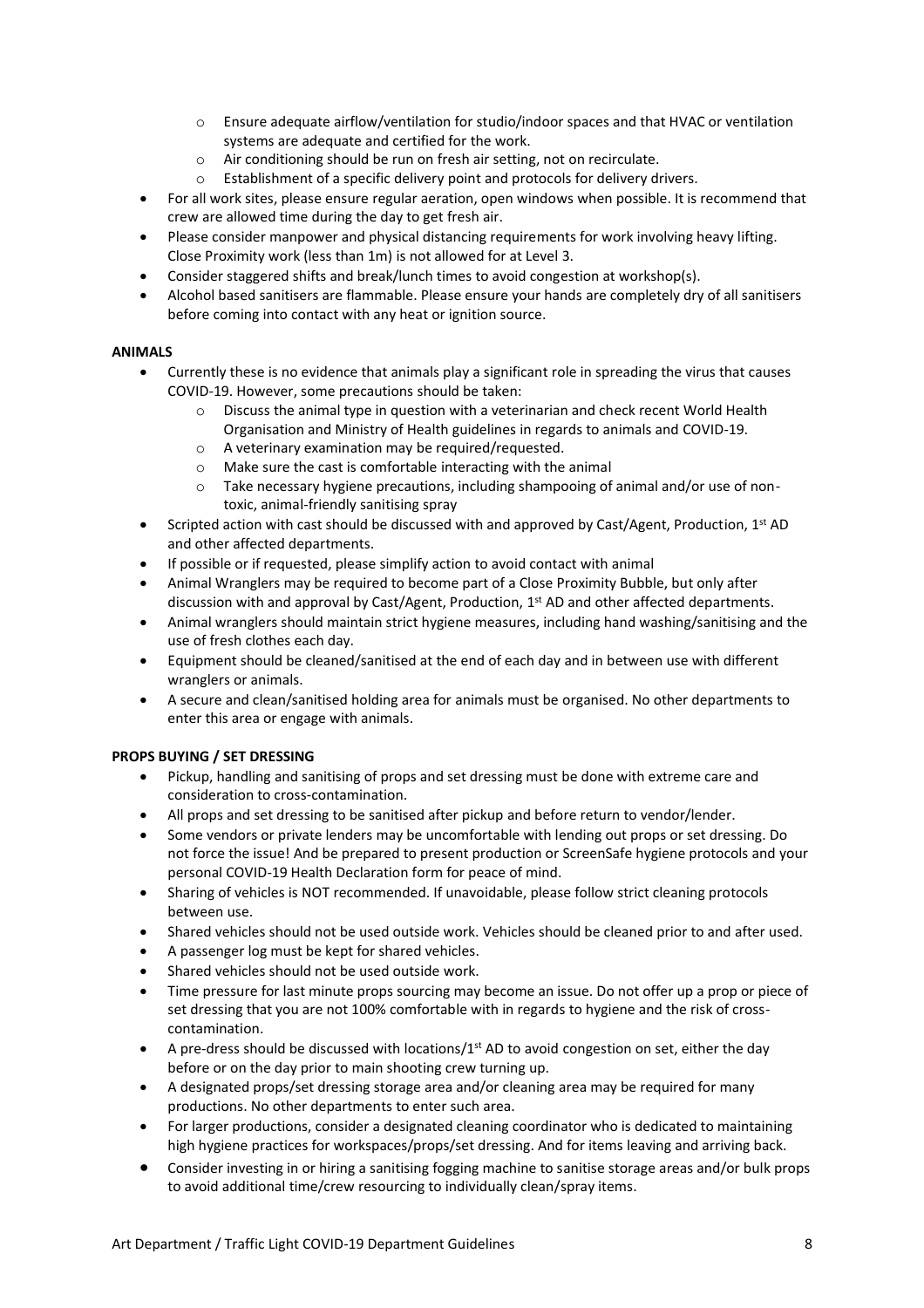- Ensure adequate airflow/ventilation for studio/indoor spaces and that HVAC or ventilation systems are adequate and certified for the work.
    - Air conditioning should be run on fresh air setting, not on recirculate.
    - Establishment of a specific delivery point and protocols for delivery drivers.
- For all work sites, please ensure regular aeration, open windows when possible. It is recommend that crew are allowed time during the day to get fresh air.
- Please consider manpower and physical distancing requirements for work involving heavy lifting. Close Proximity work (less than 1m) is not allowed for at Level 3.
- Consider staggered shifts and break/lunch times to avoid congestion at workshop(s).
- Alcohol based sanitisers are flammable. Please ensure your hands are completely dry of all sanitisers before coming into contact with any heat or ignition source.

**ANIMALS**

- Currently these is no evidence that animals play a significant role in spreading the virus that causes COVID-19. However, some precautions should be taken:
    - Discuss the animal type in question with a veterinarian and check recent World Health Organisation and Ministry of Health guidelines in regards to animals and COVID-19.
    - A veterinary examination may be required/requested.
    - Make sure the cast is comfortable interacting with the animal
    - Take necessary hygiene precautions, including shampooing of animal and/or use of non-toxic, animal-friendly sanitising spray
- Scripted action with cast should be discussed with and approved by Cast/Agent, Production, 1st AD and other affected departments.
- If possible or if requested, please simplify action to avoid contact with animal
- Animal Wranglers may be required to become part of a Close Proximity Bubble, but only after discussion with and approval by Cast/Agent, Production, 1st AD and other affected departments.
- Animal wranglers should maintain strict hygiene measures, including hand washing/sanitising and the use of fresh clothes each day.
- Equipment should be cleaned/sanitised at the end of each day and in between use with different wranglers or animals.
- A secure and clean/sanitised holding area for animals must be organised. No other departments to enter this area or engage with animals.

**PROPS BUYING / SET DRESSING**

- Pickup, handling and sanitising of props and set dressing must be done with extreme care and consideration to cross-contamination.
- All props and set dressing to be sanitised after pickup and before return to vendor/lender.
- Some vendors or private lenders may be uncomfortable with lending out props or set dressing. Do not force the issue! And be prepared to present production or ScreenSafe hygiene protocols and your personal COVID-19 Health Declaration form for peace of mind.
- Sharing of vehicles is NOT recommended. If unavoidable, please follow strict cleaning protocols between use.
- Shared vehicles should not be used outside work. Vehicles should be cleaned prior to and after used.
- A passenger log must be kept for shared vehicles.
- Shared vehicles should not be used outside work.
- Time pressure for last minute props sourcing may become an issue. Do not offer up a prop or piece of set dressing that you are not 100% comfortable with in regards to hygiene and the risk of cross-contamination.
- A pre-dress should be discussed with locations/1st AD to avoid congestion on set, either the day before or on the day prior to main shooting crew turning up.
- A designated props/set dressing storage area and/or cleaning area may be required for many productions. No other departments to enter such area.
- For larger productions, consider a designated cleaning coordinator who is dedicated to maintaining high hygiene practices for workspaces/props/set dressing. And for items leaving and arriving back.
- Consider investing in or hiring a sanitising fogging machine to sanitise storage areas and/or bulk props to avoid additional time/crew resourcing to individually clean/spray items.